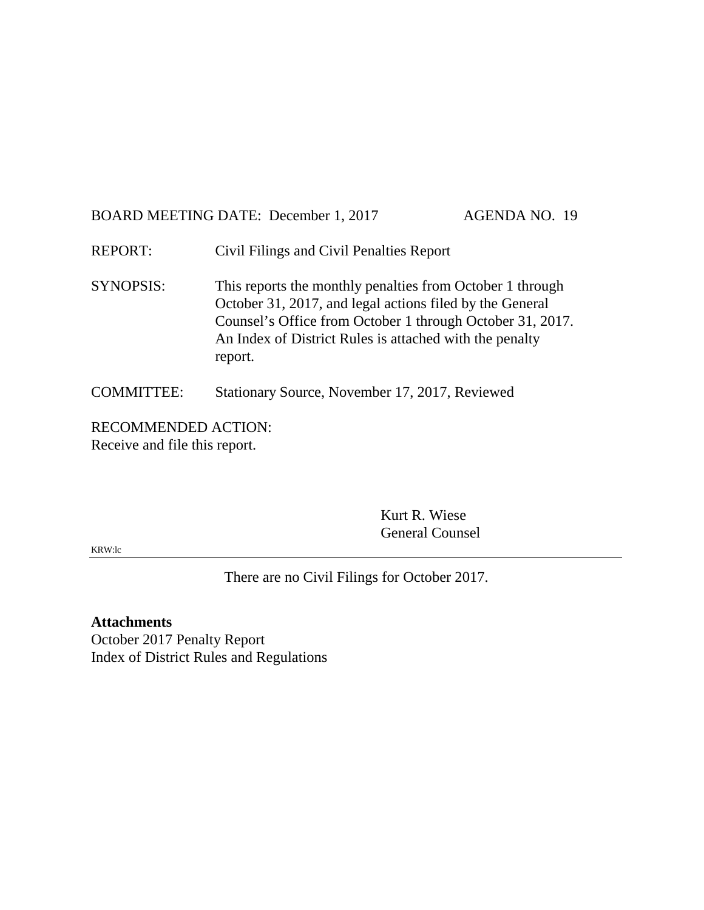BOARD MEETING DATE: December 1, 2017 AGENDA NO. 19

REPORT: Civil Filings and Civil Penalties Report

SYNOPSIS: This reports the monthly penalties from October 1 through October 31, 2017, and legal actions filed by the General Counsel's Office from October 1 through October 31, 2017. An Index of District Rules is attached with the penalty report.

COMMITTEE: Stationary Source, November 17, 2017, Reviewed

RECOMMENDED ACTION:
Receive and file this report.

Kurt R. Wiese
General Counsel

KRW:lc

---

There are no Civil Filings for October 2017.

**Attachments**
October 2017 Penalty Report
Index of District Rules and Regulations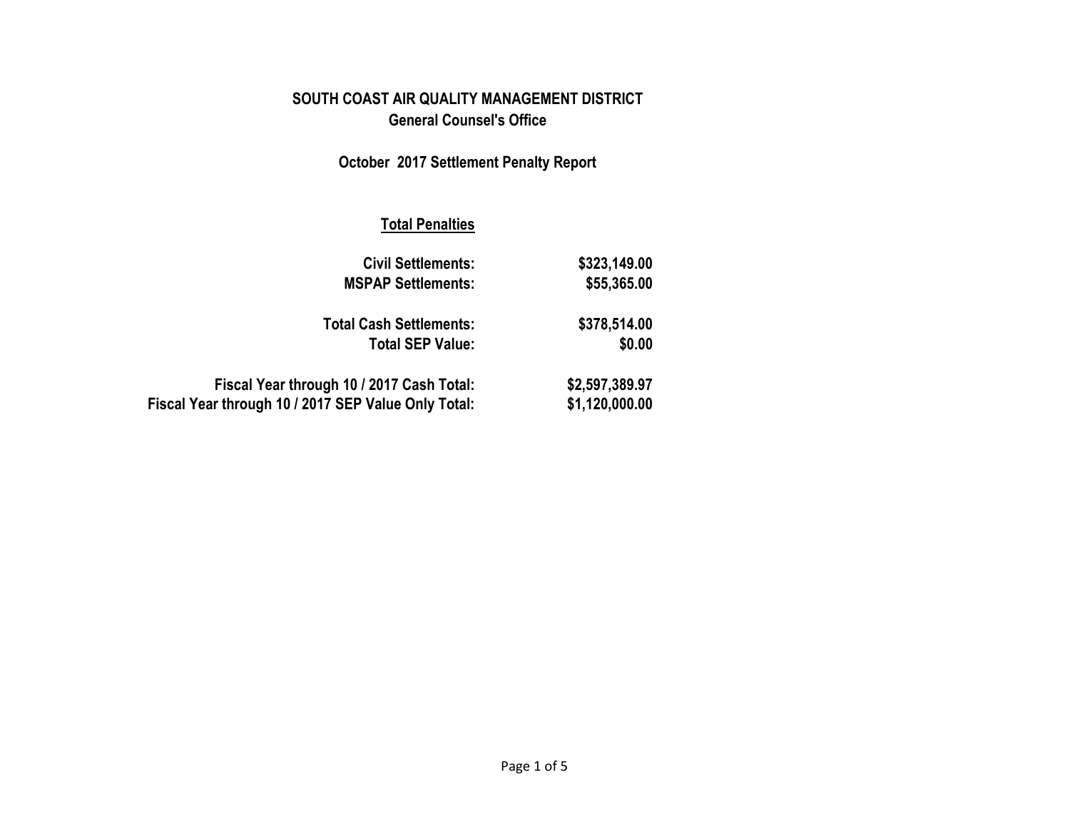# SOUTH COAST AIR QUALITY MANAGEMENT DISTRICT

## General Counsel's Office

### October 2017 Settlement Penalty Report

**Total Penalties**

| | |
|---|---|
| **Civil Settlements:** | **$323,149.00** |
| **MSPAP Settlements:** | **$55,365.00** |
| **Total Cash Settlements:** | **$378,514.00** |
| **Total SEP Value:** | **$0.00** |
| **Fiscal Year through 10 / 2017 Cash Total:** | **$2,597,389.97** |
| **Fiscal Year through 10 / 2017 SEP Value Only Total:** | **$1,120,000.00** |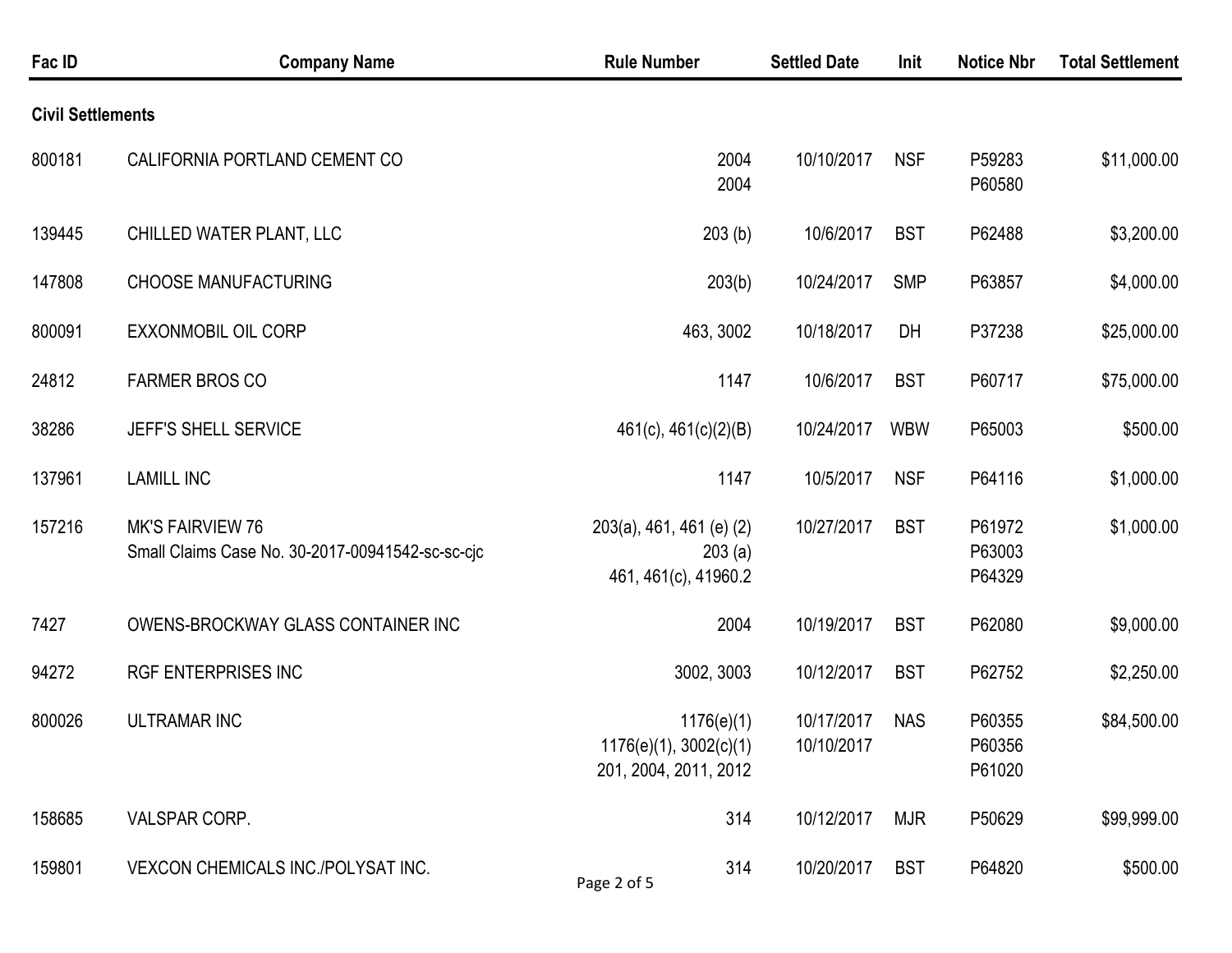| Fac ID | Company Name | Rule Number | Settled Date | Init | Notice Nbr | Total Settlement |
|---|---|---|---|---|---|---|
| **Civil Settlements** | | | | | | |
| 800181 | CALIFORNIA PORTLAND CEMENT CO | 2004<br>2004 | 10/10/2017 | NSF | P59283<br>P60580 | $11,000.00 |
| 139445 | CHILLED WATER PLANT, LLC | 203 (b) | 10/6/2017 | BST | P62488 | $3,200.00 |
| 147808 | CHOOSE MANUFACTURING | 203(b) | 10/24/2017 | SMP | P63857 | $4,000.00 |
| 800091 | EXXONMOBIL OIL CORP | 463, 3002 | 10/18/2017 | DH | P37238 | $25,000.00 |
| 24812 | FARMER BROS CO | 1147 | 10/6/2017 | BST | P60717 | $75,000.00 |
| 38286 | JEFF'S SHELL SERVICE | 461(c), 461(c)(2)(B) | 10/24/2017 | WBW | P65003 | $500.00 |
| 137961 | LAMILL INC | 1147 | 10/5/2017 | NSF | P64116 | $1,000.00 |
| 157216 | MK'S FAIRVIEW 76<br>Small Claims Case No. 30-2017-00941542-sc-sc-cjc | 203(a), 461, 461 (e) (2)<br>203 (a)<br>461, 461(c), 41960.2 | 10/27/2017 | BST | P61972<br>P63003<br>P64329 | $1,000.00 |
| 7427 | OWENS-BROCKWAY GLASS CONTAINER INC | 2004 | 10/19/2017 | BST | P62080 | $9,000.00 |
| 94272 | RGF ENTERPRISES INC | 3002, 3003 | 10/12/2017 | BST | P62752 | $2,250.00 |
| 800026 | ULTRAMAR INC | 1176(e)(1)<br>1176(e)(1), 3002(c)(1)<br>201, 2004, 2011, 2012 | 10/17/2017<br>10/10/2017 | NAS | P60355<br>P60356<br>P61020 | $84,500.00 |
| 158685 | VALSPAR CORP. | 314 | 10/12/2017 | MJR | P50629 | $99,999.00 |
| 159801 | VEXCON CHEMICALS INC./POLYSAT INC. | 314 | 10/20/2017 | BST | P64820 | $500.00 |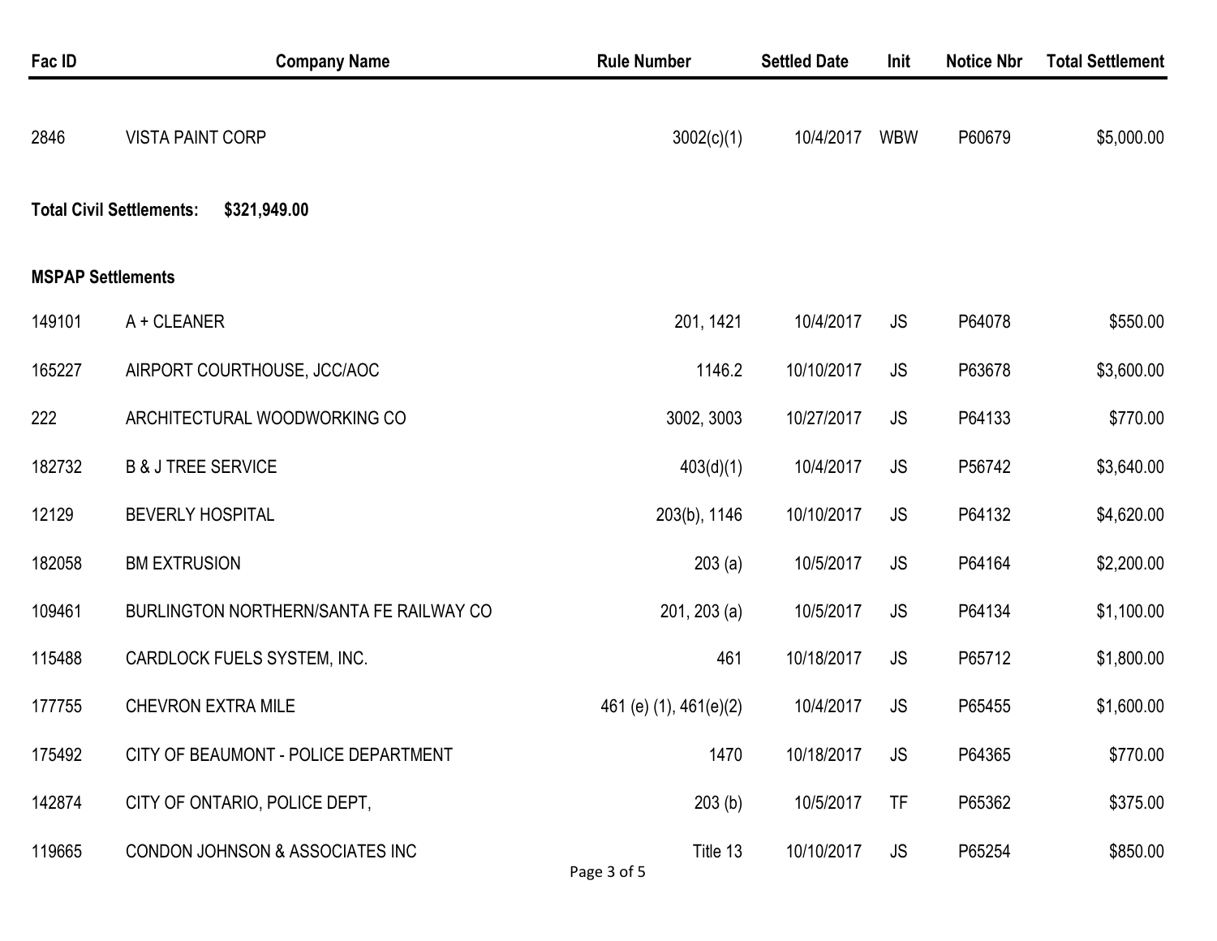| Fac ID | Company Name | Rule Number | Settled Date | Init | Notice Nbr | Total Settlement |
|---|---|---|---|---|---|---|
| 2846 | VISTA PAINT CORP | 3002(c)(1) | 10/4/2017 | WBW | P60679 | $5,000.00 |

**Total Civil Settlements: $321,949.00**

**MSPAP Settlements**

| Fac ID | Company Name | Rule Number | Settled Date | Init | Notice Nbr | Total Settlement |
|---|---|---|---|---|---|---|
| 149101 | A + CLEANER | 201, 1421 | 10/4/2017 | JS | P64078 | $550.00 |
| 165227 | AIRPORT COURTHOUSE, JCC/AOC | 1146.2 | 10/10/2017 | JS | P63678 | $3,600.00 |
| 222 | ARCHITECTURAL WOODWORKING CO | 3002, 3003 | 10/27/2017 | JS | P64133 | $770.00 |
| 182732 | B & J TREE SERVICE | 403(d)(1) | 10/4/2017 | JS | P56742 | $3,640.00 |
| 12129 | BEVERLY HOSPITAL | 203(b), 1146 | 10/10/2017 | JS | P64132 | $4,620.00 |
| 182058 | BM EXTRUSION | 203 (a) | 10/5/2017 | JS | P64164 | $2,200.00 |
| 109461 | BURLINGTON NORTHERN/SANTA FE RAILWAY CO | 201, 203 (a) | 10/5/2017 | JS | P64134 | $1,100.00 |
| 115488 | CARDLOCK FUELS SYSTEM, INC. | 461 | 10/18/2017 | JS | P65712 | $1,800.00 |
| 177755 | CHEVRON EXTRA MILE | 461 (e) (1), 461(e)(2) | 10/4/2017 | JS | P65455 | $1,600.00 |
| 175492 | CITY OF BEAUMONT - POLICE DEPARTMENT | 1470 | 10/18/2017 | JS | P64365 | $770.00 |
| 142874 | CITY OF ONTARIO, POLICE DEPT, | 203 (b) | 10/5/2017 | TF | P65362 | $375.00 |
| 119665 | CONDON JOHNSON & ASSOCIATES INC | Title 13 | 10/10/2017 | JS | P65254 | $850.00 |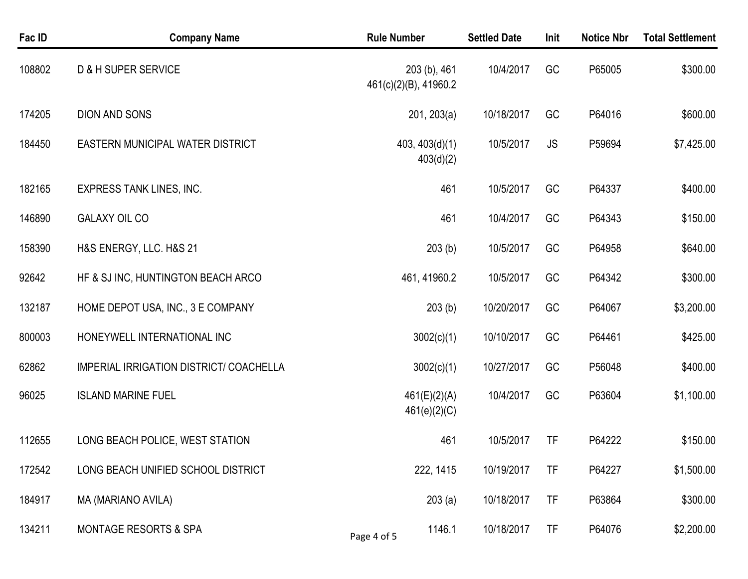| Fac ID | Company Name | Rule Number | Settled Date | Init | Notice Nbr | Total Settlement |
|---|---|---|---|---|---|---|
| 108802 | D & H SUPER SERVICE | 203 (b), 461 461(c)(2)(B), 41960.2 | 10/4/2017 | GC | P65005 | $300.00 |
| 174205 | DION AND SONS | 201, 203(a) | 10/18/2017 | GC | P64016 | $600.00 |
| 184450 | EASTERN MUNICIPAL WATER DISTRICT | 403, 403(d)(1) 403(d)(2) | 10/5/2017 | JS | P59694 | $7,425.00 |
| 182165 | EXPRESS TANK LINES, INC. | 461 | 10/5/2017 | GC | P64337 | $400.00 |
| 146890 | GALAXY OIL CO | 461 | 10/4/2017 | GC | P64343 | $150.00 |
| 158390 | H&S ENERGY, LLC. H&S 21 | 203 (b) | 10/5/2017 | GC | P64958 | $640.00 |
| 92642 | HF & SJ INC, HUNTINGTON BEACH ARCO | 461, 41960.2 | 10/5/2017 | GC | P64342 | $300.00 |
| 132187 | HOME DEPOT USA, INC., 3 E COMPANY | 203 (b) | 10/20/2017 | GC | P64067 | $3,200.00 |
| 800003 | HONEYWELL INTERNATIONAL INC | 3002(c)(1) | 10/10/2017 | GC | P64461 | $425.00 |
| 62862 | IMPERIAL IRRIGATION DISTRICT/ COACHELLA | 3002(c)(1) | 10/27/2017 | GC | P56048 | $400.00 |
| 96025 | ISLAND MARINE FUEL | 461(E)(2)(A) 461(e)(2)(C) | 10/4/2017 | GC | P63604 | $1,100.00 |
| 112655 | LONG BEACH POLICE, WEST STATION | 461 | 10/5/2017 | TF | P64222 | $150.00 |
| 172542 | LONG BEACH UNIFIED SCHOOL DISTRICT | 222, 1415 | 10/19/2017 | TF | P64227 | $1,500.00 |
| 184917 | MA (MARIANO AVILA) | 203 (a) | 10/18/2017 | TF | P63864 | $300.00 |
| 134211 | MONTAGE RESORTS & SPA | 1146.1 | 10/18/2017 | TF | P64076 | $2,200.00 |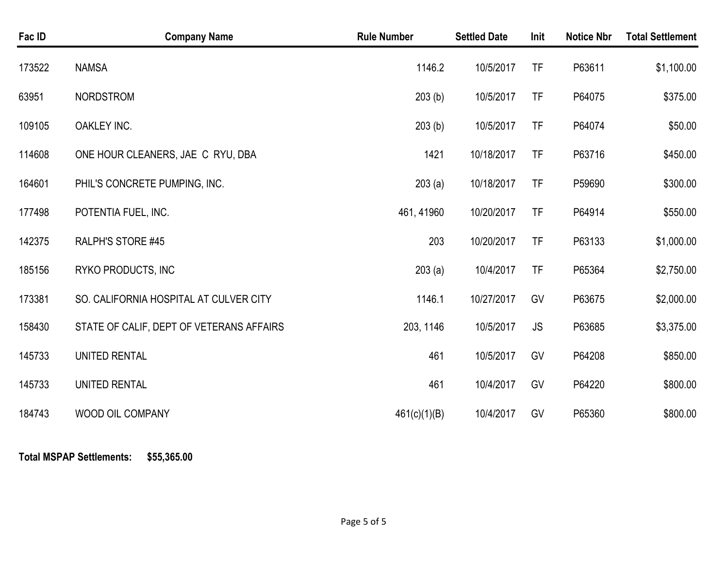| Fac ID | Company Name | Rule Number | Settled Date | Init | Notice Nbr | Total Settlement |
|---|---|---|---|---|---|---|
| 173522 | NAMSA | 1146.2 | 10/5/2017 | TF | P63611 | $1,100.00 |
| 63951 | NORDSTROM | 203 (b) | 10/5/2017 | TF | P64075 | $375.00 |
| 109105 | OAKLEY INC. | 203 (b) | 10/5/2017 | TF | P64074 | $50.00 |
| 114608 | ONE HOUR CLEANERS, JAE C RYU, DBA | 1421 | 10/18/2017 | TF | P63716 | $450.00 |
| 164601 | PHIL'S CONCRETE PUMPING, INC. | 203 (a) | 10/18/2017 | TF | P59690 | $300.00 |
| 177498 | POTENTIA FUEL, INC. | 461, 41960 | 10/20/2017 | TF | P64914 | $550.00 |
| 142375 | RALPH'S STORE #45 | 203 | 10/20/2017 | TF | P63133 | $1,000.00 |
| 185156 | RYKO PRODUCTS, INC | 203 (a) | 10/4/2017 | TF | P65364 | $2,750.00 |
| 173381 | SO. CALIFORNIA HOSPITAL AT CULVER CITY | 1146.1 | 10/27/2017 | GV | P63675 | $2,000.00 |
| 158430 | STATE OF CALIF, DEPT OF VETERANS AFFAIRS | 203, 1146 | 10/5/2017 | JS | P63685 | $3,375.00 |
| 145733 | UNITED RENTAL | 461 | 10/5/2017 | GV | P64208 | $850.00 |
| 145733 | UNITED RENTAL | 461 | 10/4/2017 | GV | P64220 | $800.00 |
| 184743 | WOOD OIL COMPANY | 461(c)(1)(B) | 10/4/2017 | GV | P65360 | $800.00 |

**Total MSPAP Settlements: $55,365.00**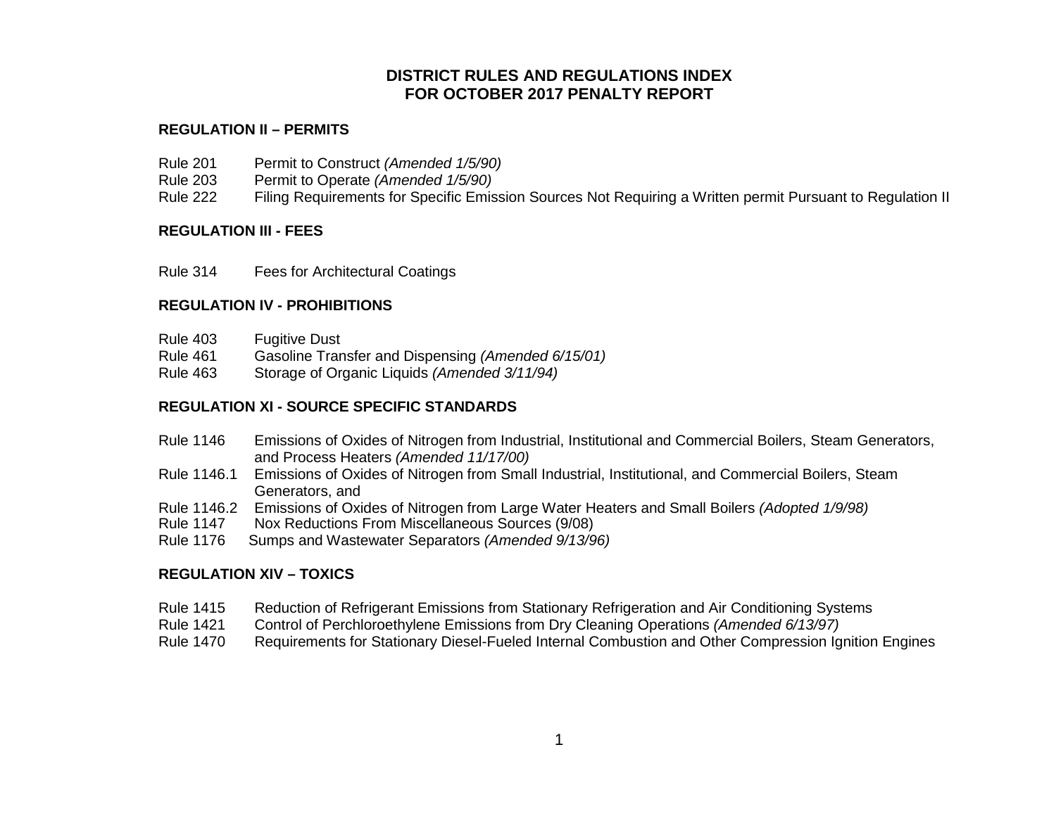# DISTRICT RULES AND REGULATIONS INDEX FOR OCTOBER 2017 PENALTY REPORT

## REGULATION II – PERMITS

- Rule 201 Permit to Construct *(Amended 1/5/90)*
- Rule 203 Permit to Operate *(Amended 1/5/90)*
- Rule 222 Filing Requirements for Specific Emission Sources Not Requiring a Written permit Pursuant to Regulation II

## REGULATION III - FEES

- Rule 314 Fees for Architectural Coatings

## REGULATION IV - PROHIBITIONS

- Rule 403 Fugitive Dust
- Rule 461 Gasoline Transfer and Dispensing *(Amended 6/15/01)*
- Rule 463 Storage of Organic Liquids *(Amended 3/11/94)*

## REGULATION XI - SOURCE SPECIFIC STANDARDS

- Rule 1146 Emissions of Oxides of Nitrogen from Industrial, Institutional and Commercial Boilers, Steam Generators, and Process Heaters *(Amended 11/17/00)*
- Rule 1146.1 Emissions of Oxides of Nitrogen from Small Industrial, Institutional, and Commercial Boilers, Steam Generators, and
- Rule 1146.2 Emissions of Oxides of Nitrogen from Large Water Heaters and Small Boilers *(Adopted 1/9/98)*
- Rule 1147 Nox Reductions From Miscellaneous Sources (9/08)
- Rule 1176 Sumps and Wastewater Separators *(Amended 9/13/96)*

## REGULATION XIV – TOXICS

- Rule 1415 Reduction of Refrigerant Emissions from Stationary Refrigeration and Air Conditioning Systems
- Rule 1421 Control of Perchloroethylene Emissions from Dry Cleaning Operations *(Amended 6/13/97)*
- Rule 1470 Requirements for Stationary Diesel-Fueled Internal Combustion and Other Compression Ignition Engines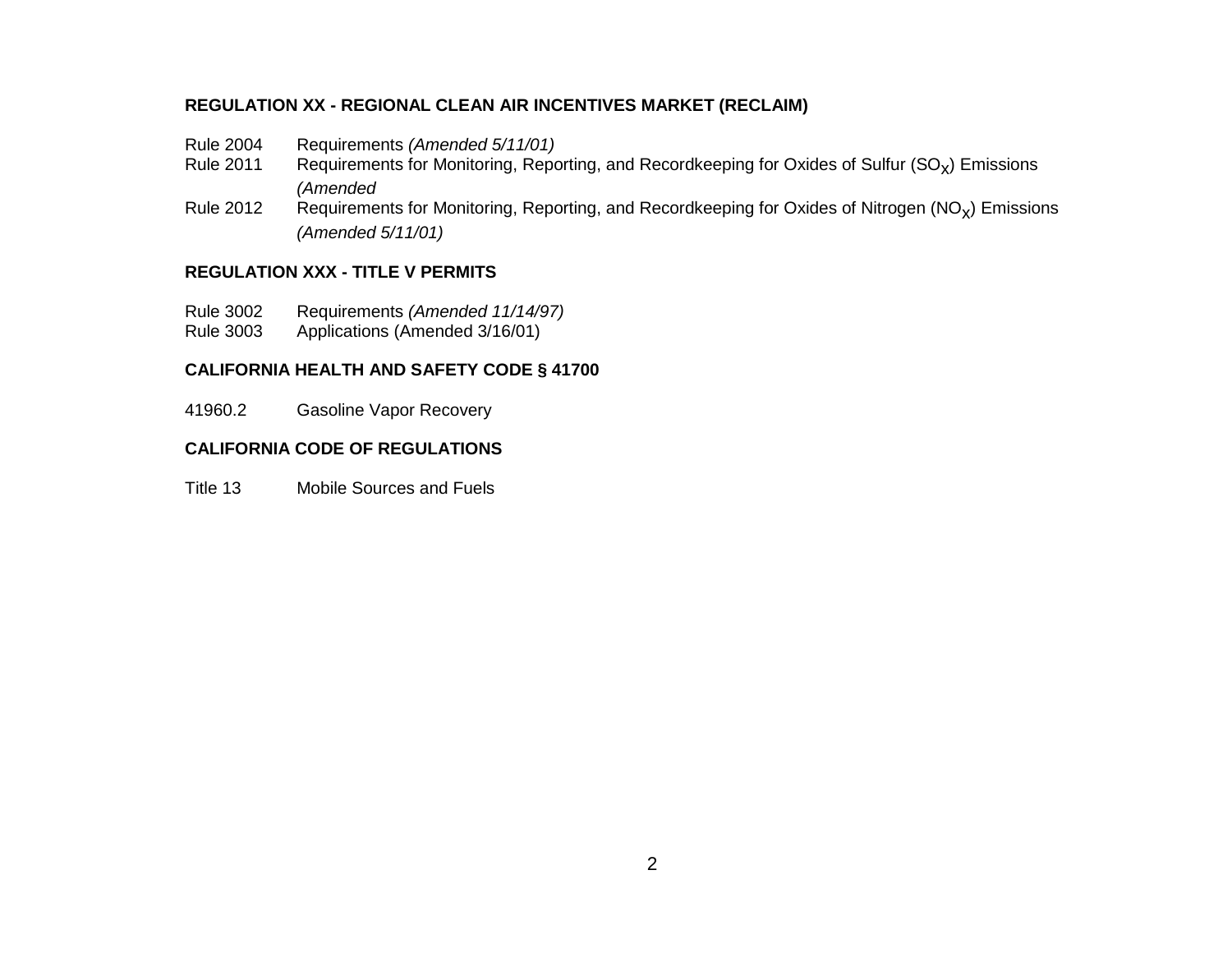**REGULATION XX - REGIONAL CLEAN AIR INCENTIVES MARKET (RECLAIM)**

Rule 2004 Requirements *(Amended 5/11/01)*
Rule 2011 Requirements for Monitoring, Reporting, and Recordkeeping for Oxides of Sulfur ($SO_X$) Emissions *(Amended*
Rule 2012 Requirements for Monitoring, Reporting, and Recordkeeping for Oxides of Nitrogen ($NO_X$) Emissions *(Amended 5/11/01)*

**REGULATION XXX - TITLE V PERMITS**

Rule 3002 Requirements *(Amended 11/14/97)*
Rule 3003 Applications (Amended 3/16/01)

**CALIFORNIA HEALTH AND SAFETY CODE § 41700**

41960.2 Gasoline Vapor Recovery

**CALIFORNIA CODE OF REGULATIONS**

Title 13 Mobile Sources and Fuels